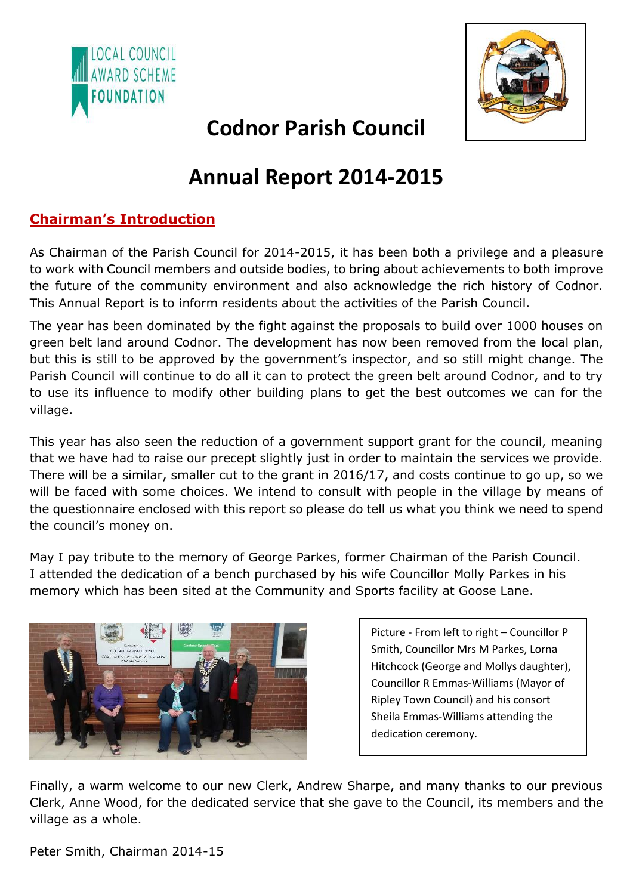LOCAL COUNCIL AWARD SCHEME FOUNDATION

# Codnor Parish Council

# Annual Report 2014-2015

## Chairman's Introduction

As Chairman of the Parish Council for 2014-2015, it has been both a privilege and a pleasure to work with Council members and outside bodies, to bring about achievements to both improve the future of the community environment and also acknowledge the rich history of Codnor. This Annual Report is to inform residents about the activities of the Parish Council.

The year has been dominated by the fight against the proposals to build over 1000 houses on green belt land around Codnor. The development has now been removed from the local plan, but this is still to be approved by the government's inspector, and so still might change. The Parish Council will continue to do all it can to protect the green belt around Codnor, and to try to use its influence to modify other building plans to get the best outcomes we can for the village.

This year has also seen the reduction of a government support grant for the council, meaning that we have had to raise our precept slightly just in order to maintain the services we provide. There will be a similar, smaller cut to the grant in 2016/17, and costs continue to go up, so we will be faced with some choices. We intend to consult with people in the village by means of the questionnaire enclosed with this report so please do tell us what you think we need to spend the council's money on.

May I pay tribute to the memory of George Parkes, former Chairman of the Parish Council. I attended the dedication of a bench purchased by his wife Councillor Molly Parkes in his memory which has been sited at the Community and Sports facility at Goose Lane.

Picture - From left to right – Councillor P Smith, Councillor Mrs M Parkes, Lorna Hitchcock (George and Mollys daughter), Councillor R Emmas-Williams (Mayor of Ripley Town Council) and his consort Sheila Emmas-Williams attending the dedication ceremony.

Finally, a warm welcome to our new Clerk, Andrew Sharpe, and many thanks to our previous Clerk, Anne Wood, for the dedicated service that she gave to the Council, its members and the village as a whole.

Peter Smith, Chairman 2014-15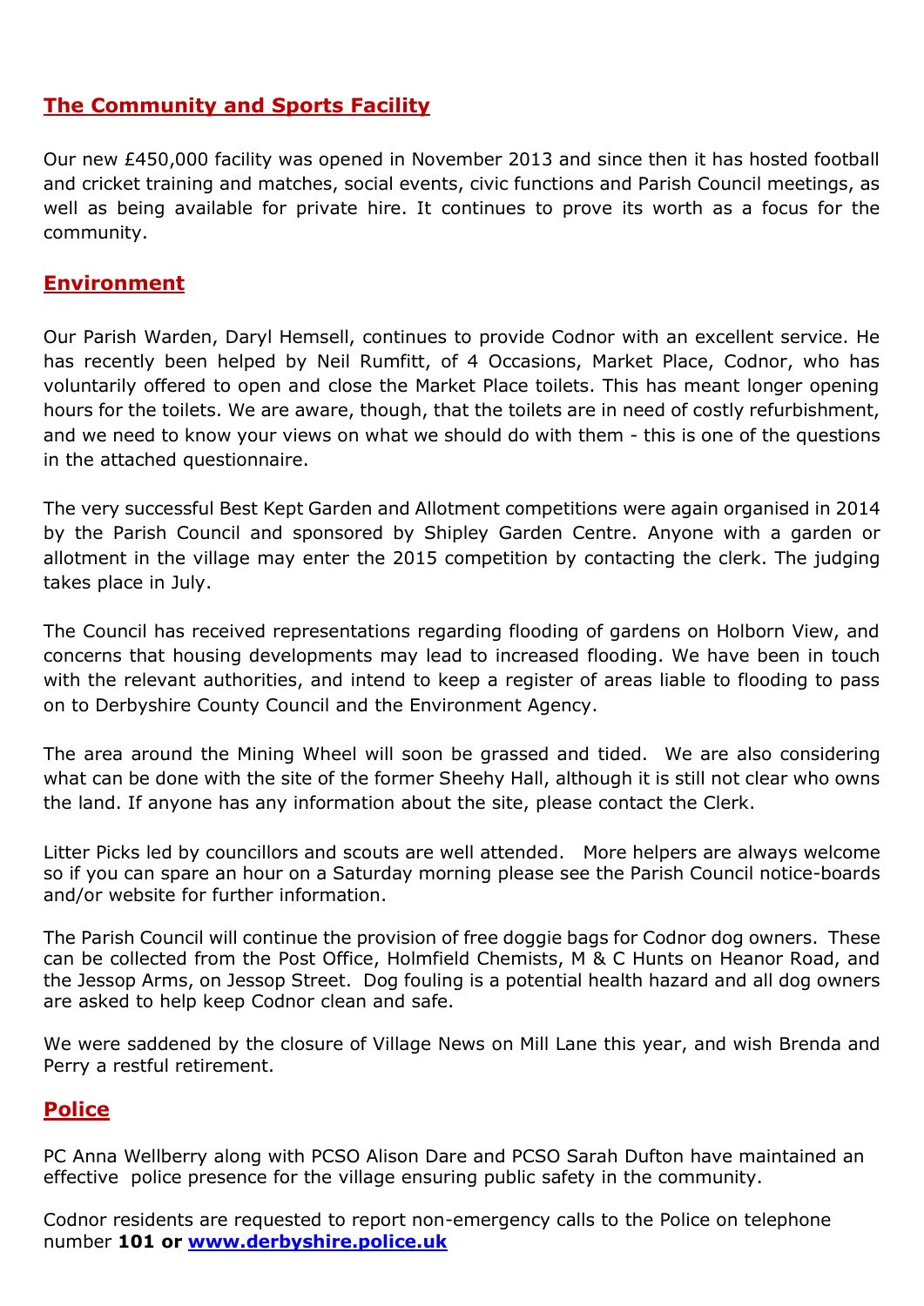## The Community and Sports Facility

Our new £450,000 facility was opened in November 2013 and since then it has hosted football and cricket training and matches, social events, civic functions and Parish Council meetings, as well as being available for private hire. It continues to prove its worth as a focus for the community.

## Environment

Our Parish Warden, Daryl Hemsell, continues to provide Codnor with an excellent service. He has recently been helped by Neil Rumfitt, of 4 Occasions, Market Place, Codnor, who has voluntarily offered to open and close the Market Place toilets. This has meant longer opening hours for the toilets. We are aware, though, that the toilets are in need of costly refurbishment, and we need to know your views on what we should do with them - this is one of the questions in the attached questionnaire.

The very successful Best Kept Garden and Allotment competitions were again organised in 2014 by the Parish Council and sponsored by Shipley Garden Centre. Anyone with a garden or allotment in the village may enter the 2015 competition by contacting the clerk. The judging takes place in July.

The Council has received representations regarding flooding of gardens on Holborn View, and concerns that housing developments may lead to increased flooding. We have been in touch with the relevant authorities, and intend to keep a register of areas liable to flooding to pass on to Derbyshire County Council and the Environment Agency.

The area around the Mining Wheel will soon be grassed and tided. We are also considering what can be done with the site of the former Sheehy Hall, although it is still not clear who owns the land. If anyone has any information about the site, please contact the Clerk.

Litter Picks led by councillors and scouts are well attended. More helpers are always welcome so if you can spare an hour on a Saturday morning please see the Parish Council notice-boards and/or website for further information.

The Parish Council will continue the provision of free doggie bags for Codnor dog owners. These can be collected from the Post Office, Holmfield Chemists, M & C Hunts on Heanor Road, and the Jessop Arms, on Jessop Street. Dog fouling is a potential health hazard and all dog owners are asked to help keep Codnor clean and safe.

We were saddened by the closure of Village News on Mill Lane this year, and wish Brenda and Perry a restful retirement.

## Police

PC Anna Wellberry along with PCSO Alison Dare and PCSO Sarah Dufton have maintained an effective police presence for the village ensuring public safety in the community.

Codnor residents are requested to report non-emergency calls to the Police on telephone number **101 or [www.derbyshire.police.uk](www.derbyshire.police.uk)**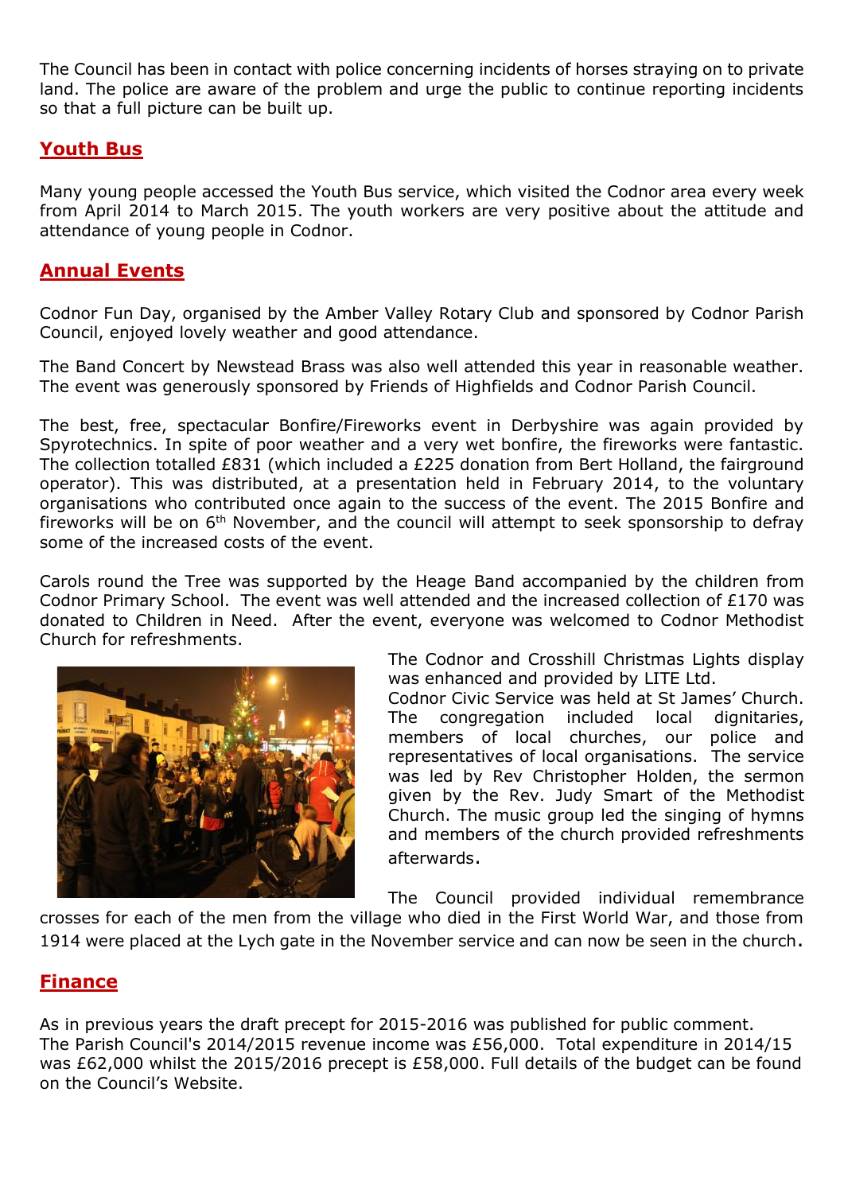The Council has been in contact with police concerning incidents of horses straying on to private land. The police are aware of the problem and urge the public to continue reporting incidents so that a full picture can be built up.

## Youth Bus

Many young people accessed the Youth Bus service, which visited the Codnor area every week from April 2014 to March 2015. The youth workers are very positive about the attitude and attendance of young people in Codnor.

## Annual Events

Codnor Fun Day, organised by the Amber Valley Rotary Club and sponsored by Codnor Parish Council, enjoyed lovely weather and good attendance.

The Band Concert by Newstead Brass was also well attended this year in reasonable weather. The event was generously sponsored by Friends of Highfields and Codnor Parish Council.

The best, free, spectacular Bonfire/Fireworks event in Derbyshire was again provided by Spyrotechnics. In spite of poor weather and a very wet bonfire, the fireworks were fantastic. The collection totalled £831 (which included a £225 donation from Bert Holland, the fairground operator). This was distributed, at a presentation held in February 2014, to the voluntary organisations who contributed once again to the success of the event. The 2015 Bonfire and fireworks will be on 6th November, and the council will attempt to seek sponsorship to defray some of the increased costs of the event.

Carols round the Tree was supported by the Heage Band accompanied by the children from Codnor Primary School. The event was well attended and the increased collection of £170 was donated to Children in Need. After the event, everyone was welcomed to Codnor Methodist Church for refreshments.

The Codnor and Crosshill Christmas Lights display was enhanced and provided by LITE Ltd.

Codnor Civic Service was held at St James' Church. The congregation included local dignitaries, members of local churches, our police and representatives of local organisations. The service was led by Rev Christopher Holden, the sermon given by the Rev. Judy Smart of the Methodist Church. The music group led the singing of hymns and members of the church provided refreshments afterwards.

The Council provided individual remembrance crosses for each of the men from the village who died in the First World War, and those from 1914 were placed at the Lych gate in the November service and can now be seen in the church.

## Finance

As in previous years the draft precept for 2015-2016 was published for public comment. The Parish Council's 2014/2015 revenue income was £56,000. Total expenditure in 2014/15 was £62,000 whilst the 2015/2016 precept is £58,000. Full details of the budget can be found on the Council's Website.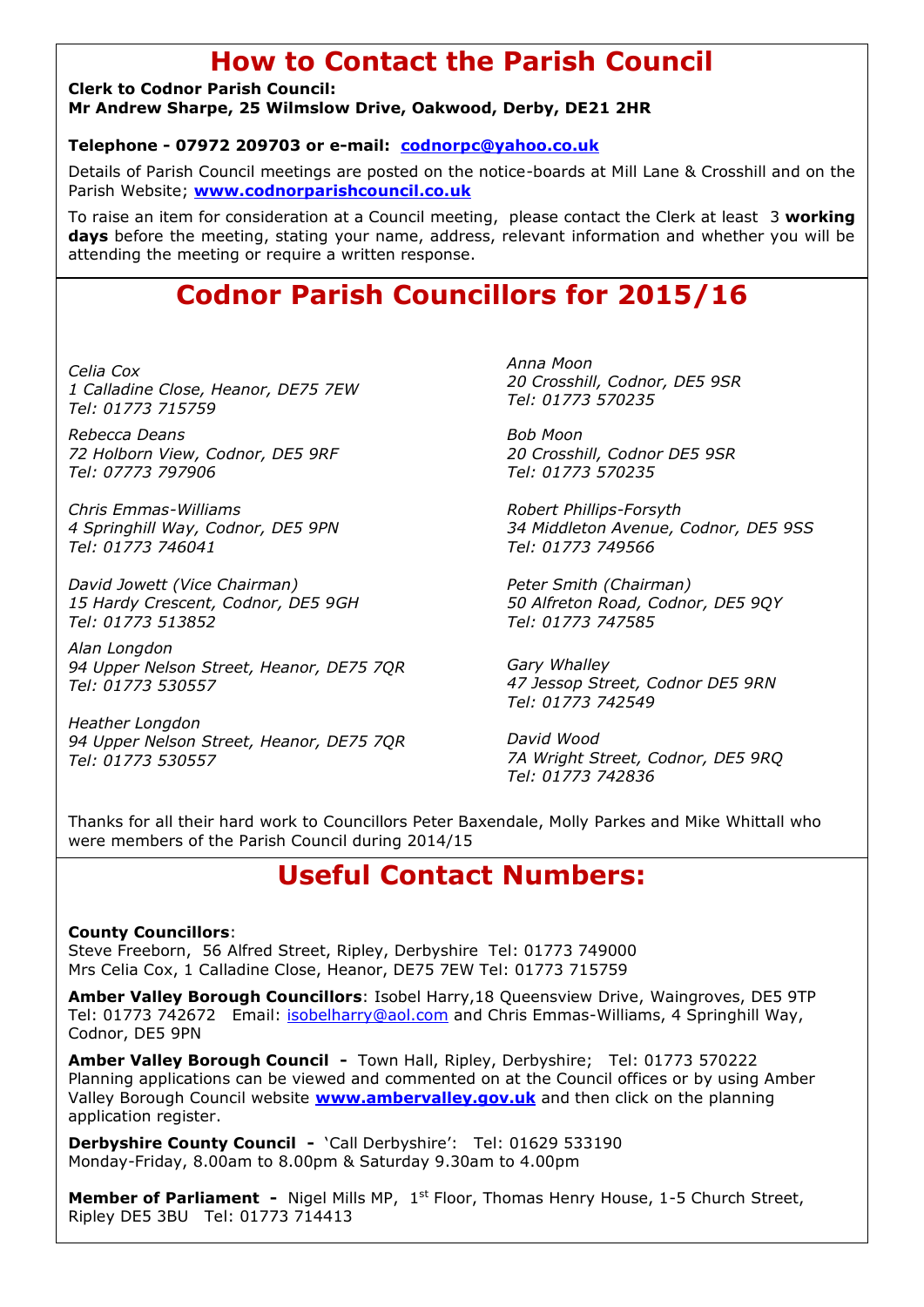# How to Contact the Parish Council

**Clerk to Codnor Parish Council:**
**Mr Andrew Sharpe, 25 Wilmslow Drive, Oakwood, Derby, DE21 2HR**

**Telephone - 07972 209703 or e-mail: codnorpc@yahoo.co.uk**

Details of Parish Council meetings are posted on the notice-boards at Mill Lane & Crosshill and on the Parish Website; **www.codnorparishcouncil.co.uk**

To raise an item for consideration at a Council meeting, please contact the Clerk at least 3 **working days** before the meeting, stating your name, address, relevant information and whether you will be attending the meeting or require a written response.

# Codnor Parish Councillors for 2015/16

*Celia Cox*
*1 Calladine Close, Heanor, DE75 7EW*
*Tel: 01773 715759*

*Rebecca Deans*
*72 Holborn View, Codnor, DE5 9RF*
*Tel: 07773 797906*

*Chris Emmas-Williams*
*4 Springhill Way, Codnor, DE5 9PN*
*Tel: 01773 746041*

*David Jowett (Vice Chairman)*
*15 Hardy Crescent, Codnor, DE5 9GH*
*Tel: 01773 513852*

*Alan Longdon*
*94 Upper Nelson Street, Heanor, DE75 7QR*
*Tel: 01773 530557*

*Heather Longdon*
*94 Upper Nelson Street, Heanor, DE75 7QR*
*Tel: 01773 530557*

*Anna Moon*
*20 Crosshill, Codnor, DE5 9SR*
*Tel: 01773 570235*

*Bob Moon*
*20 Crosshill, Codnor DE5 9SR*
*Tel: 01773 570235*

*Robert Phillips-Forsyth*
*34 Middleton Avenue, Codnor, DE5 9SS*
*Tel: 01773 749566*

*Peter Smith (Chairman)*
*50 Alfreton Road, Codnor, DE5 9QY*
*Tel: 01773 747585*

*Gary Whalley*
*47 Jessop Street, Codnor DE5 9RN*
*Tel: 01773 742549*

*David Wood*
*7A Wright Street, Codnor, DE5 9RQ*
*Tel: 01773 742836*

Thanks for all their hard work to Councillors Peter Baxendale, Molly Parkes and Mike Whittall who were members of the Parish Council during 2014/15

# Useful Contact Numbers:

**County Councillors**:
Steve Freeborn, 56 Alfred Street, Ripley, Derbyshire Tel: 01773 749000
Mrs Celia Cox, 1 Calladine Close, Heanor, DE75 7EW Tel: 01773 715759

**Amber Valley Borough Councillors**: Isobel Harry,18 Queensview Drive, Waingroves, DE5 9TP Tel: 01773 742672 Email: isobelharry@aol.com and Chris Emmas-Williams, 4 Springhill Way, Codnor, DE5 9PN

**Amber Valley Borough Council -** Town Hall, Ripley, Derbyshire; Tel: 01773 570222
Planning applications can be viewed and commented on at the Council offices or by using Amber Valley Borough Council website **www.ambervalley.gov.uk** and then click on the planning application register.

**Derbyshire County Council -** 'Call Derbyshire': Tel: 01629 533190
Monday-Friday, 8.00am to 8.00pm & Saturday 9.30am to 4.00pm

**Member of Parliament -** Nigel Mills MP, 1st Floor, Thomas Henry House, 1-5 Church Street, Ripley DE5 3BU Tel: 01773 714413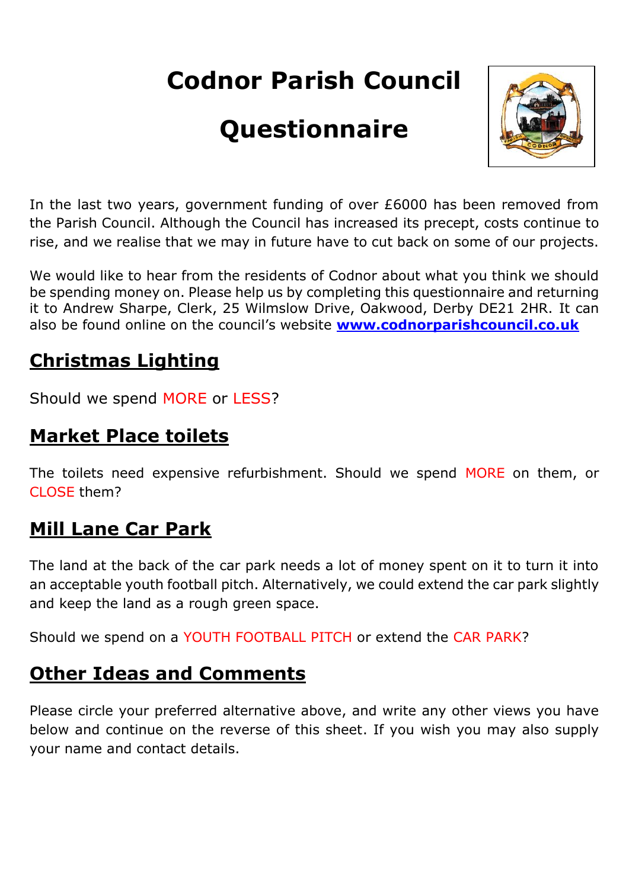# Codnor Parish Council

# Questionnaire

In the last two years, government funding of over £6000 has been removed from the Parish Council. Although the Council has increased its precept, costs continue to rise, and we realise that we may in future have to cut back on some of our projects.

We would like to hear from the residents of Codnor about what you think we should be spending money on. Please help us by completing this questionnaire and returning it to Andrew Sharpe, Clerk, 25 Wilmslow Drive, Oakwood, Derby DE21 2HR. It can also be found online on the council's website **www.codnorparishcouncil.co.uk**

## Christmas Lighting

Should we spend MORE or LESS?

## Market Place toilets

The toilets need expensive refurbishment. Should we spend MORE on them, or CLOSE them?

## Mill Lane Car Park

The land at the back of the car park needs a lot of money spent on it to turn it into an acceptable youth football pitch. Alternatively, we could extend the car park slightly and keep the land as a rough green space.

Should we spend on a YOUTH FOOTBALL PITCH or extend the CAR PARK?

## Other Ideas and Comments

Please circle your preferred alternative above, and write any other views you have below and continue on the reverse of this sheet. If you wish you may also supply your name and contact details.